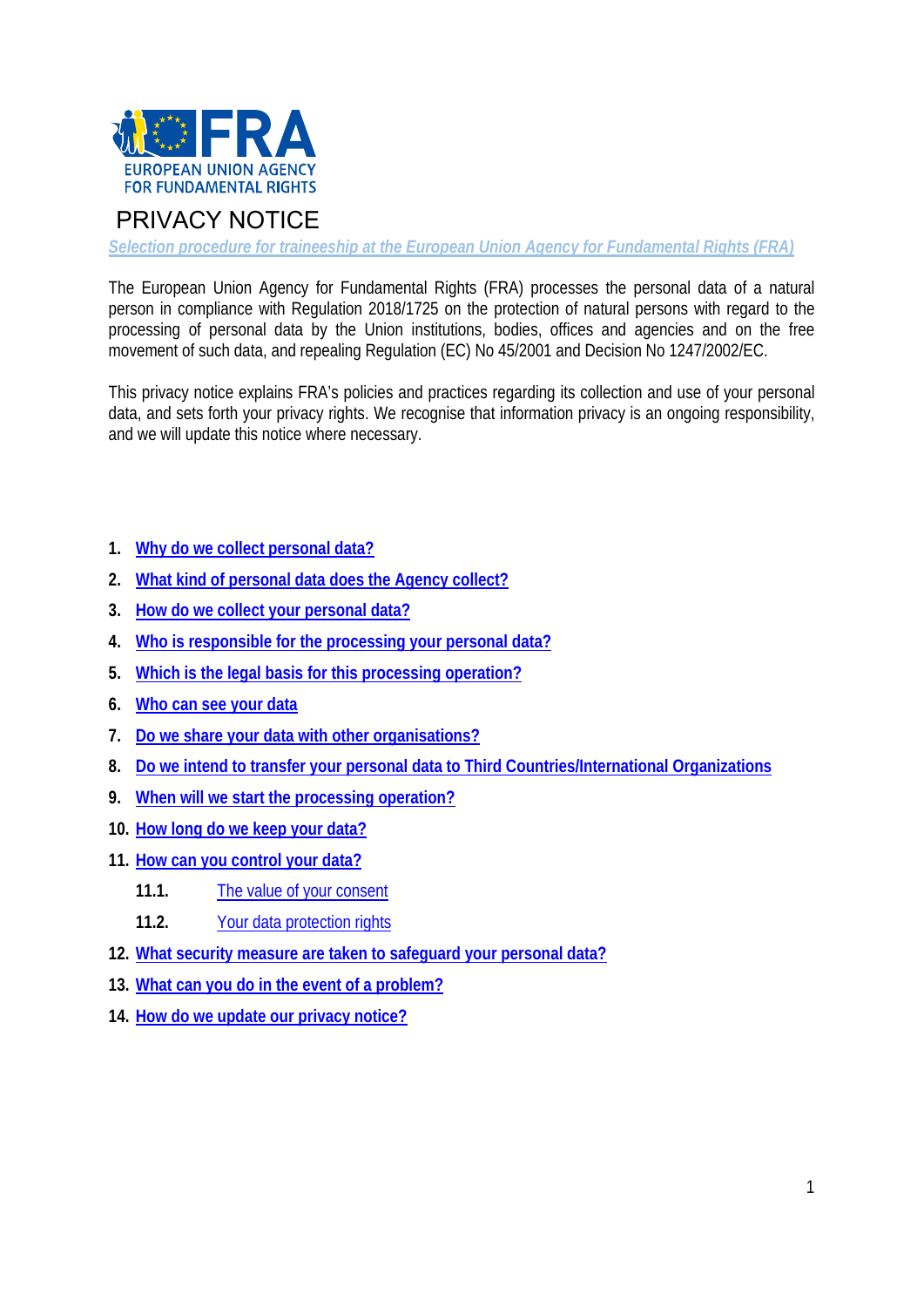EUROPEAN UNION AGENCY FOR FUNDAMENTAL RIGHTS

# PRIVACY NOTICE

*Selection procedure for traineeship at the European Union Agency for Fundamental Rights (FRA)*

The European Union Agency for Fundamental Rights (FRA) processes the personal data of a natural person in compliance with Regulation 2018/1725 on the protection of natural persons with regard to the processing of personal data by the Union institutions, bodies, offices and agencies and on the free movement of such data, and repealing Regulation (EC) No 45/2001 and Decision No 1247/2002/EC.

This privacy notice explains FRA's policies and practices regarding its collection and use of your personal data, and sets forth your privacy rights. We recognise that information privacy is an ongoing responsibility, and we will update this notice where necessary.

1. **Why do we collect personal data?**
2. **What kind of personal data does the Agency collect?**
3. **How do we collect your personal data?**
4. **Who is responsible for the processing your personal data?**
5. **Which is the legal basis for this processing operation?**
6. **Who can see your data**
7. **Do we share your data with other organisations?**
8. **Do we intend to transfer your personal data to Third Countries/International Organizations**
9. **When will we start the processing operation?**
10. **How long do we keep your data?**
11. **How can you control your data?**
    - **11.1.** The value of your consent
    - **11.2.** Your data protection rights
12. **What security measure are taken to safeguard your personal data?**
13. **What can you do in the event of a problem?**
14. **How do we update our privacy notice?**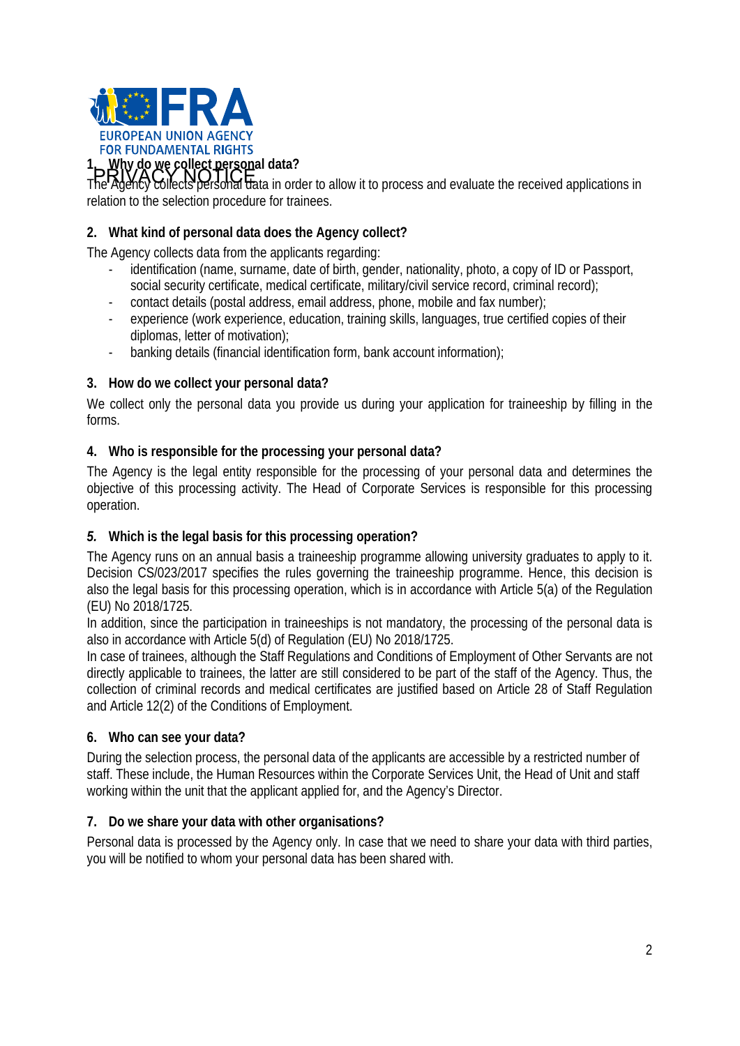PRIVACY NOTICE

## 1. Why do we collect personal data?

The Agency collects personal data in order to allow it to process and evaluate the received applications in relation to the selection procedure for trainees.

## 2. What kind of personal data does the Agency collect?

The Agency collects data from the applicants regarding:

- identification (name, surname, date of birth, gender, nationality, photo, a copy of ID or Passport, social security certificate, medical certificate, military/civil service record, criminal record);
- contact details (postal address, email address, phone, mobile and fax number);
- experience (work experience, education, training skills, languages, true certified copies of their diplomas, letter of motivation);
- banking details (financial identification form, bank account information);

## 3. How do we collect your personal data?

We collect only the personal data you provide us during your application for traineeship by filling in the forms.

## 4. Who is responsible for the processing your personal data?

The Agency is the legal entity responsible for the processing of your personal data and determines the objective of this processing activity. The Head of Corporate Services is responsible for this processing operation.

## *5.* Which is the legal basis for this processing operation?

The Agency runs on an annual basis a traineeship programme allowing university graduates to apply to it. Decision CS/023/2017 specifies the rules governing the traineeship programme. Hence, this decision is also the legal basis for this processing operation, which is in accordance with Article 5(a) of the Regulation (EU) No 2018/1725.

In addition, since the participation in traineeships is not mandatory, the processing of the personal data is also in accordance with Article 5(d) of Regulation (EU) No 2018/1725.

In case of trainees, although the Staff Regulations and Conditions of Employment of Other Servants are not directly applicable to trainees, the latter are still considered to be part of the staff of the Agency. Thus, the collection of criminal records and medical certificates are justified based on Article 28 of Staff Regulation and Article 12(2) of the Conditions of Employment.

## 6. Who can see your data?

During the selection process, the personal data of the applicants are accessible by a restricted number of staff. These include, the Human Resources within the Corporate Services Unit, the Head of Unit and staff working within the unit that the applicant applied for, and the Agency's Director.

## 7. Do we share your data with other organisations?

Personal data is processed by the Agency only. In case that we need to share your data with third parties, you will be notified to whom your personal data has been shared with.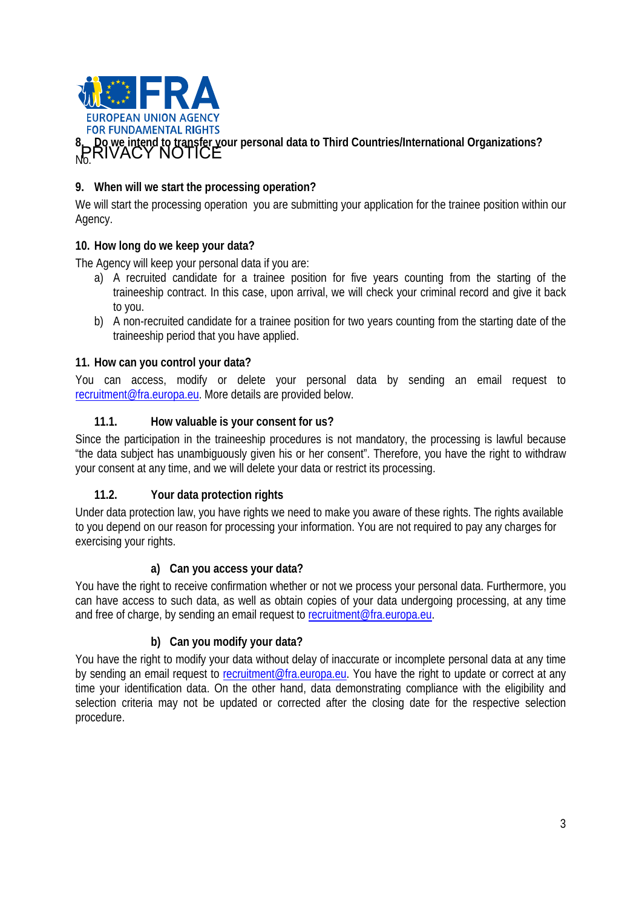**8. Do we intend to transfer your personal data to Third Countries/International Organizations?**

No.

**9. When will we start the processing operation?**

We will start the processing operation you are submitting your application for the trainee position within our Agency.

**10. How long do we keep your data?**

The Agency will keep your personal data if you are:

a) A recruited candidate for a trainee position for five years counting from the starting of the traineeship contract. In this case, upon arrival, we will check your criminal record and give it back to you.

b) A non-recruited candidate for a trainee position for two years counting from the starting date of the traineeship period that you have applied.

**11. How can you control your data?**

You can access, modify or delete your personal data by sending an email request to recruitment@fra.europa.eu. More details are provided below.

**11.1. How valuable is your consent for us?**

Since the participation in the traineeship procedures is not mandatory, the processing is lawful because "the data subject has unambiguously given his or her consent". Therefore, you have the right to withdraw your consent at any time, and we will delete your data or restrict its processing.

**11.2. Your data protection rights**

Under data protection law, you have rights we need to make you aware of these rights. The rights available to you depend on our reason for processing your information. You are not required to pay any charges for exercising your rights.

**a) Can you access your data?**

You have the right to receive confirmation whether or not we process your personal data. Furthermore, you can have access to such data, as well as obtain copies of your data undergoing processing, at any time and free of charge, by sending an email request to recruitment@fra.europa.eu.

**b) Can you modify your data?**

You have the right to modify your data without delay of inaccurate or incomplete personal data at any time by sending an email request to recruitment@fra.europa.eu. You have the right to update or correct at any time your identification data. On the other hand, data demonstrating compliance with the eligibility and selection criteria may not be updated or corrected after the closing date for the respective selection procedure.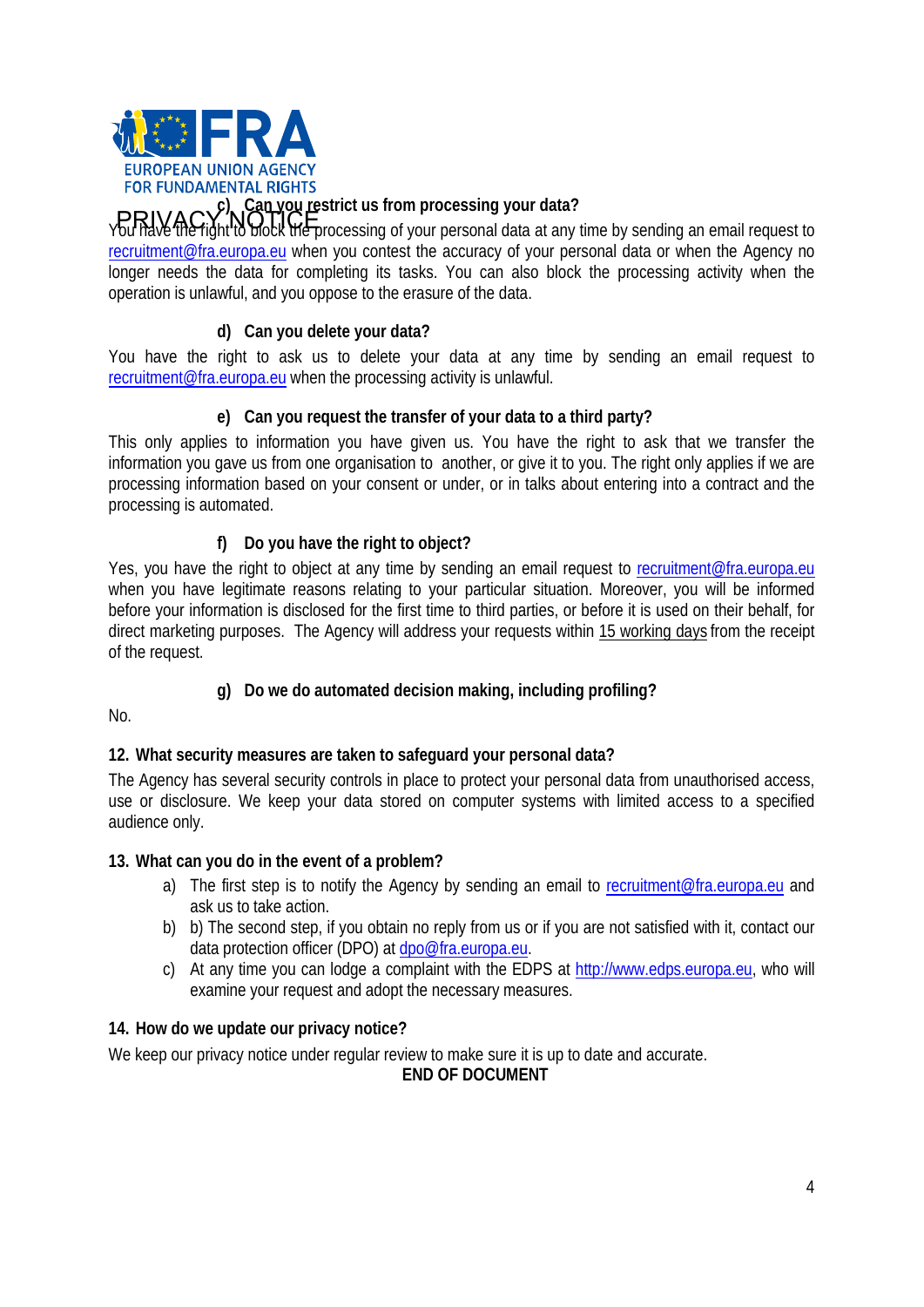PRIVACY NOTICE

c) **Can you restrict us from processing your data?**

You have the right to block the processing of your personal data at any time by sending an email request to recruitment@fra.europa.eu when you contest the accuracy of your personal data or when the Agency no longer needs the data for completing its tasks. You can also block the processing activity when the operation is unlawful, and you oppose to the erasure of the data.

d) **Can you delete your data?**

You have the right to ask us to delete your data at any time by sending an email request to recruitment@fra.europa.eu when the processing activity is unlawful.

e) **Can you request the transfer of your data to a third party?**

This only applies to information you have given us. You have the right to ask that we transfer the information you gave us from one organisation to another, or give it to you. The right only applies if we are processing information based on your consent or under, or in talks about entering into a contract and the processing is automated.

f) **Do you have the right to object?**

Yes, you have the right to object at any time by sending an email request to recruitment@fra.europa.eu when you have legitimate reasons relating to your particular situation. Moreover, you will be informed before your information is disclosed for the first time to third parties, or before it is used on their behalf, for direct marketing purposes. The Agency will address your requests within 15 working days from the receipt of the request.

g) **Do we do automated decision making, including profiling?**

No.

## 12. What security measures are taken to safeguard your personal data?

The Agency has several security controls in place to protect your personal data from unauthorised access, use or disclosure. We keep your data stored on computer systems with limited access to a specified audience only.

## 13. What can you do in the event of a problem?

a) The first step is to notify the Agency by sending an email to recruitment@fra.europa.eu and ask us to take action.

b) b) The second step, if you obtain no reply from us or if you are not satisfied with it, contact our data protection officer (DPO) at dpo@fra.europa.eu.

c) At any time you can lodge a complaint with the EDPS at http://www.edps.europa.eu, who will examine your request and adopt the necessary measures.

## 14. How do we update our privacy notice?

We keep our privacy notice under regular review to make sure it is up to date and accurate.

**END OF DOCUMENT**